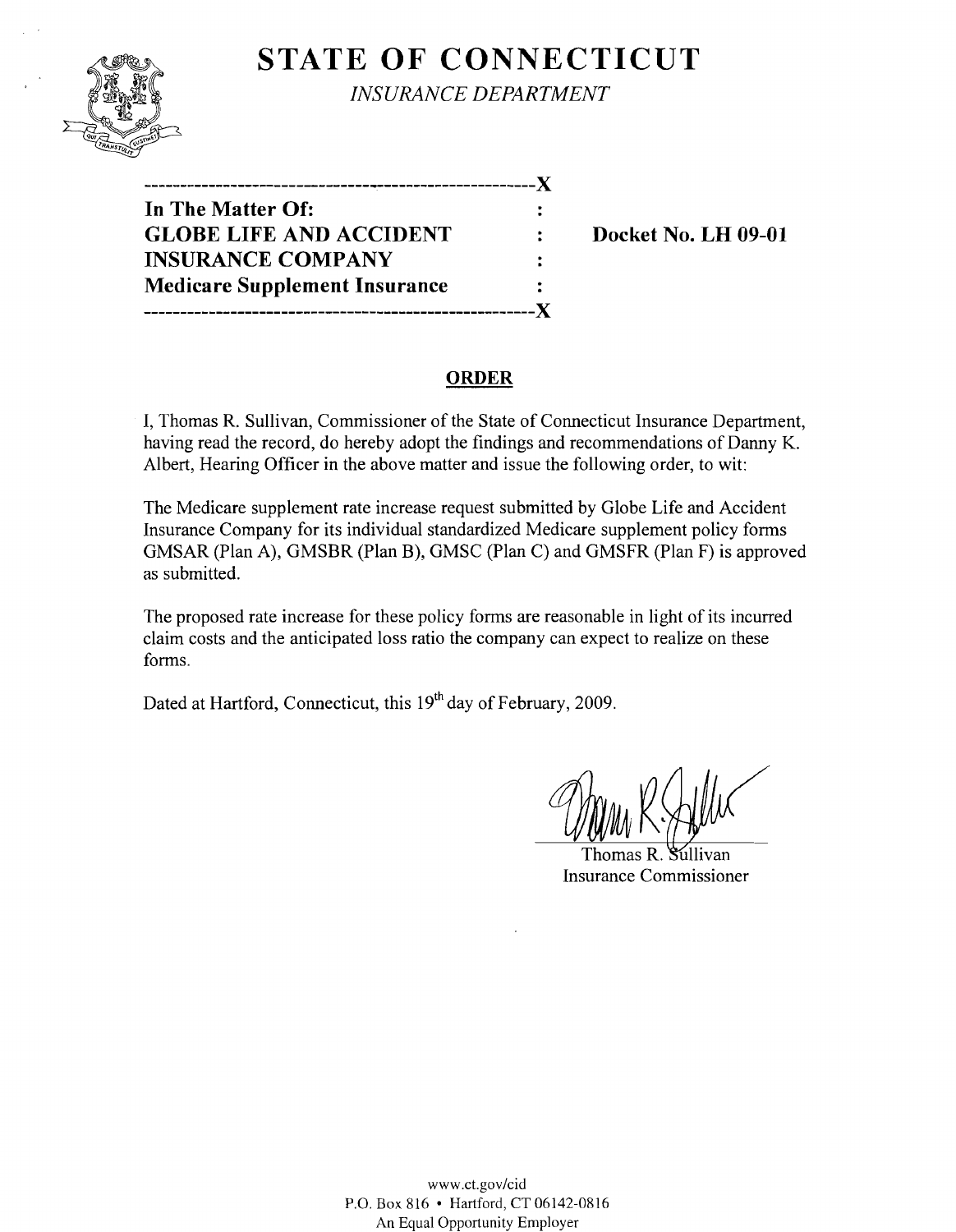# STATE OF CONNECTICUT

*INSURANCE DEPARTMENT*

---

**In The Matter Of:**
**GLOBE LIFE AND ACCIDENT INSURANCE COMPANY**
**Medicare Supplement Insurance**

**Docket No. LH 09-01**

---

## ORDER

I, Thomas R. Sullivan, Commissioner of the State of Connecticut Insurance Department, having read the record, do hereby adopt the findings and recommendations of Danny K. Albert, Hearing Officer in the above matter and issue the following order, to wit:

The Medicare supplement rate increase request submitted by Globe Life and Accident Insurance Company for its individual standardized Medicare supplement policy forms GMSAR (Plan A), GMSBR (Plan B), GMSC (Plan C) and GMSFR (Plan F) is approved as submitted.

The proposed rate increase for these policy forms are reasonable in light of its incurred claim costs and the anticipated loss ratio the company can expect to realize on these forms.

Dated at Hartford, Connecticut, this 19th day of February, 2009.

Thomas R. Sullivan
Insurance Commissioner

www.ct.gov/cid
P.O. Box 816 • Hartford, CT 06142-0816
An Equal Opportunity Employer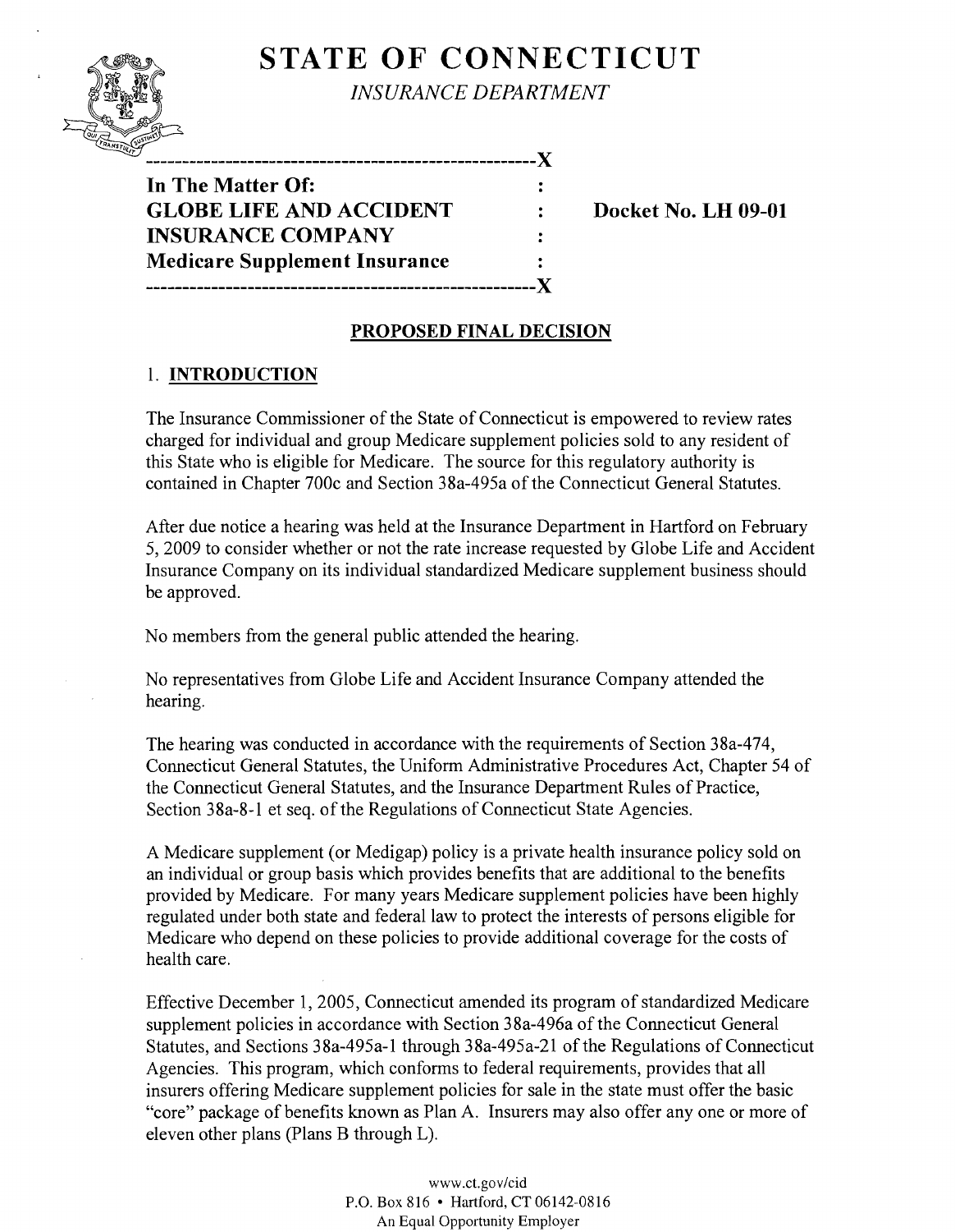# STATE OF CONNECTICUT

*INSURANCE DEPARTMENT*

```
------------------------------------------------------X
In The Matter Of:                                     :
GLOBE LIFE AND ACCIDENT                               :     Docket No. LH 09-01
INSURANCE COMPANY                                     :
Medicare Supplement Insurance                         :
------------------------------------------------------X
```

## PROPOSED FINAL DECISION

### 1. INTRODUCTION

The Insurance Commissioner of the State of Connecticut is empowered to review rates charged for individual and group Medicare supplement policies sold to any resident of this State who is eligible for Medicare. The source for this regulatory authority is contained in Chapter 700c and Section 38a-495a of the Connecticut General Statutes.

After due notice a hearing was held at the Insurance Department in Hartford on February 5, 2009 to consider whether or not the rate increase requested by Globe Life and Accident Insurance Company on its individual standardized Medicare supplement business should be approved.

No members from the general public attended the hearing.

No representatives from Globe Life and Accident Insurance Company attended the hearing.

The hearing was conducted in accordance with the requirements of Section 38a-474, Connecticut General Statutes, the Uniform Administrative Procedures Act, Chapter 54 of the Connecticut General Statutes, and the Insurance Department Rules of Practice, Section 38a-8-1 et seq. of the Regulations of Connecticut State Agencies.

A Medicare supplement (or Medigap) policy is a private health insurance policy sold on an individual or group basis which provides benefits that are additional to the benefits provided by Medicare. For many years Medicare supplement policies have been highly regulated under both state and federal law to protect the interests of persons eligible for Medicare who depend on these policies to provide additional coverage for the costs of health care.

Effective December 1, 2005, Connecticut amended its program of standardized Medicare supplement policies in accordance with Section 38a-496a of the Connecticut General Statutes, and Sections 38a-495a-1 through 38a-495a-21 of the Regulations of Connecticut Agencies. This program, which conforms to federal requirements, provides that all insurers offering Medicare supplement policies for sale in the state must offer the basic "core" package of benefits known as Plan A. Insurers may also offer any one or more of eleven other plans (Plans B through L).

www.ct.gov/cid
P.O. Box 816 • Hartford, CT 06142-0816
An Equal Opportunity Employer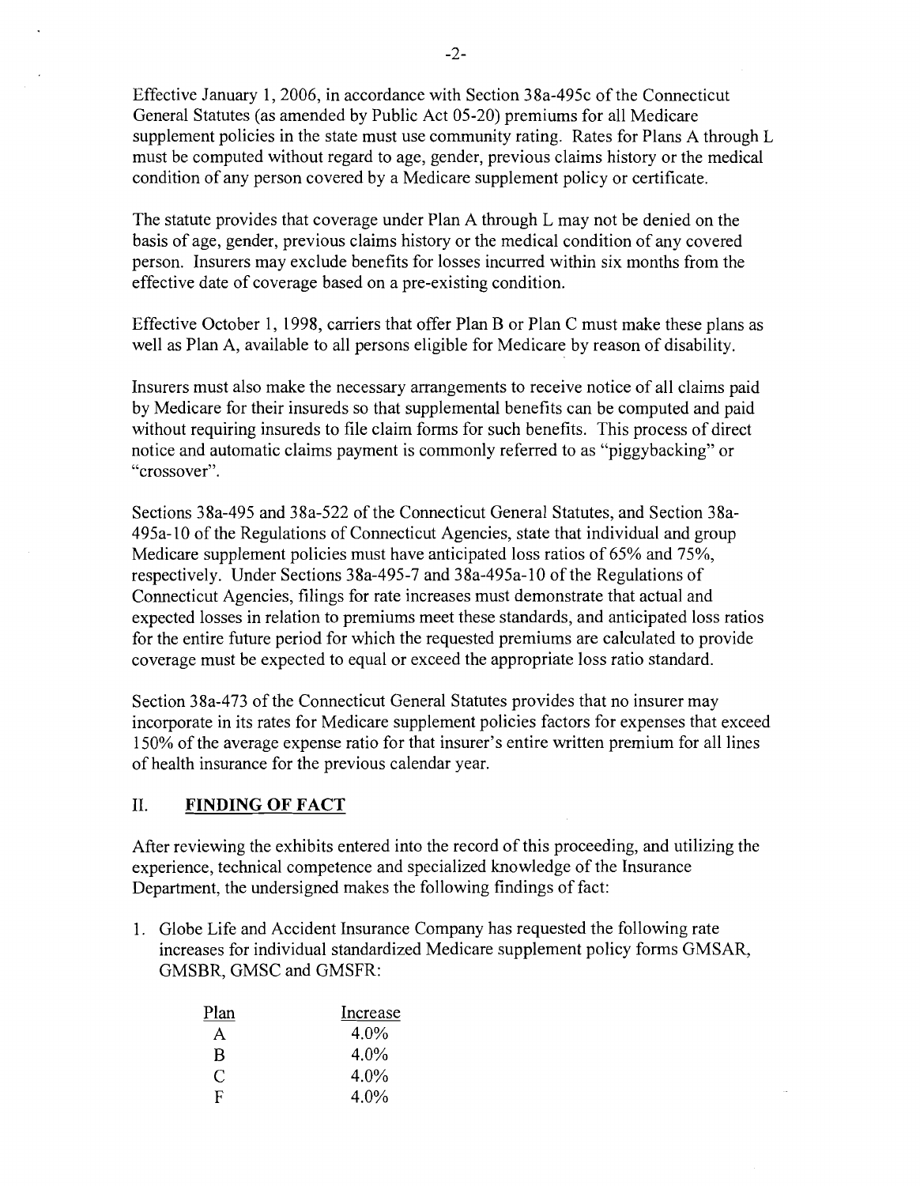Effective January 1, 2006, in accordance with Section 38a-495c of the Connecticut General Statutes (as amended by Public Act 05-20) premiums for all Medicare supplement policies in the state must use community rating. Rates for Plans A through L must be computed without regard to age, gender, previous claims history or the medical condition of any person covered by a Medicare supplement policy or certificate.

The statute provides that coverage under Plan A through L may not be denied on the basis of age, gender, previous claims history or the medical condition of any covered person. Insurers may exclude benefits for losses incurred within six months from the effective date of coverage based on a pre-existing condition.

Effective October 1, 1998, carriers that offer Plan B or Plan C must make these plans as well as Plan A, available to all persons eligible for Medicare by reason of disability.

Insurers must also make the necessary arrangements to receive notice of all claims paid by Medicare for their insureds so that supplemental benefits can be computed and paid without requiring insureds to file claim forms for such benefits. This process of direct notice and automatic claims payment is commonly referred to as "piggybacking" or "crossover".

Sections 38a-495 and 38a-522 of the Connecticut General Statutes, and Section 38a-495a-10 of the Regulations of Connecticut Agencies, state that individual and group Medicare supplement policies must have anticipated loss ratios of 65% and 75%, respectively. Under Sections 38a-495-7 and 38a-495a-10 of the Regulations of Connecticut Agencies, filings for rate increases must demonstrate that actual and expected losses in relation to premiums meet these standards, and anticipated loss ratios for the entire future period for which the requested premiums are calculated to provide coverage must be expected to equal or exceed the appropriate loss ratio standard.

Section 38a-473 of the Connecticut General Statutes provides that no insurer may incorporate in its rates for Medicare supplement policies factors for expenses that exceed 150% of the average expense ratio for that insurer's entire written premium for all lines of health insurance for the previous calendar year.

## II. FINDING OF FACT

After reviewing the exhibits entered into the record of this proceeding, and utilizing the experience, technical competence and specialized knowledge of the Insurance Department, the undersigned makes the following findings of fact:

1. Globe Life and Accident Insurance Company has requested the following rate increases for individual standardized Medicare supplement policy forms GMSAR, GMSBR, GMSC and GMSFR:

| Plan | Increase |
|---|---|
| A | 4.0% |
| B | 4.0% |
| C | 4.0% |
| F | 4.0% |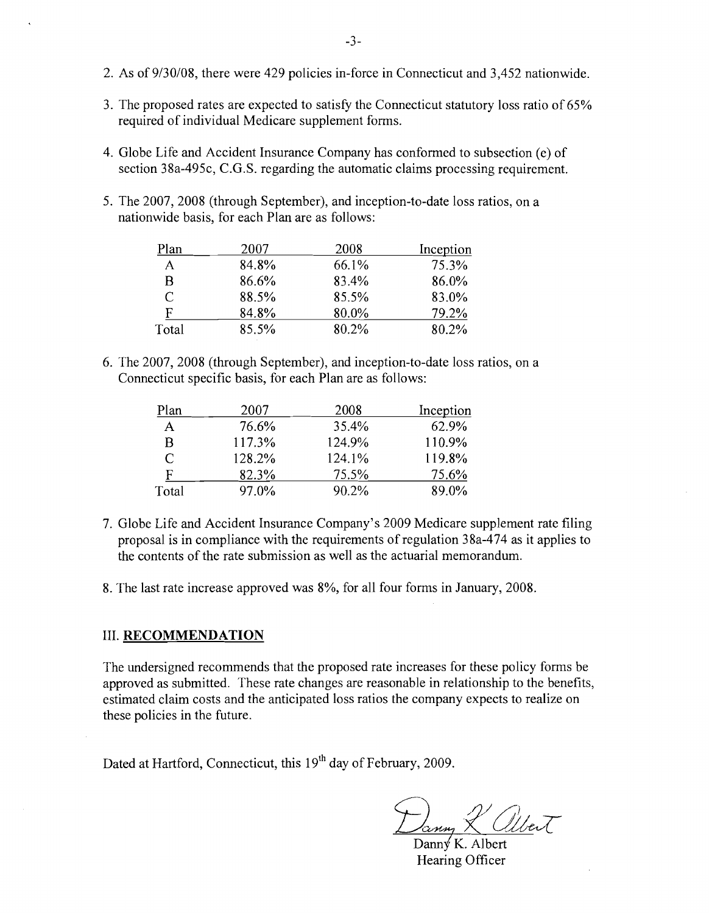2. As of 9/30/08, there were 429 policies in-force in Connecticut and 3,452 nationwide.

3. The proposed rates are expected to satisfy the Connecticut statutory loss ratio of 65% required of individual Medicare supplement forms.

4. Globe Life and Accident Insurance Company has conformed to subsection (e) of section 38a-495c, C.G.S. regarding the automatic claims processing requirement.

5. The 2007, 2008 (through September), and inception-to-date loss ratios, on a nationwide basis, for each Plan are as follows:

| Plan | 2007 | 2008 | Inception |
|---|---|---|---|
| A | 84.8% | 66.1% | 75.3% |
| B | 86.6% | 83.4% | 86.0% |
| C | 88.5% | 85.5% | 83.0% |
| F | 84.8% | 80.0% | 79.2% |
| Total | 85.5% | 80.2% | 80.2% |

6. The 2007, 2008 (through September), and inception-to-date loss ratios, on a Connecticut specific basis, for each Plan are as follows:

| Plan | 2007 | 2008 | Inception |
|---|---|---|---|
| A | 76.6% | 35.4% | 62.9% |
| B | 117.3% | 124.9% | 110.9% |
| C | 128.2% | 124.1% | 119.8% |
| F | 82.3% | 75.5% | 75.6% |
| Total | 97.0% | 90.2% | 89.0% |

7. Globe Life and Accident Insurance Company's 2009 Medicare supplement rate filing proposal is in compliance with the requirements of regulation 38a-474 as it applies to the contents of the rate submission as well as the actuarial memorandum.

8. The last rate increase approved was 8%, for all four forms in January, 2008.

## III. **RECOMMENDATION**

The undersigned recommends that the proposed rate increases for these policy forms be approved as submitted. These rate changes are reasonable in relationship to the benefits, estimated claim costs and the anticipated loss ratios the company expects to realize on these policies in the future.

Dated at Hartford, Connecticut, this 19th day of February, 2009.

Danny K. Albert
Hearing Officer